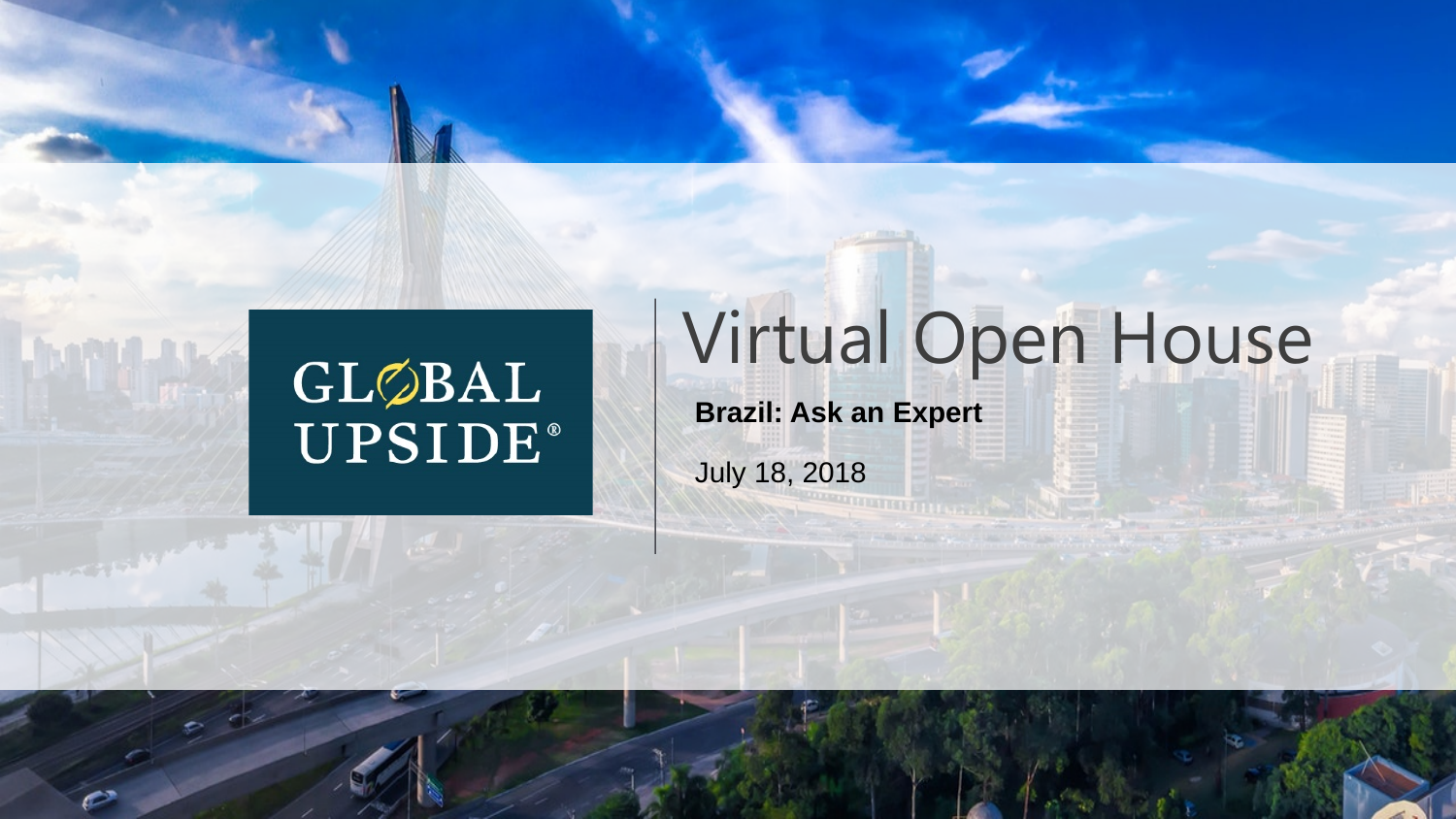GLØBAL UPSIDE®

# Virtual Open House

**Brazil: Ask an Expert**

July 18, 2018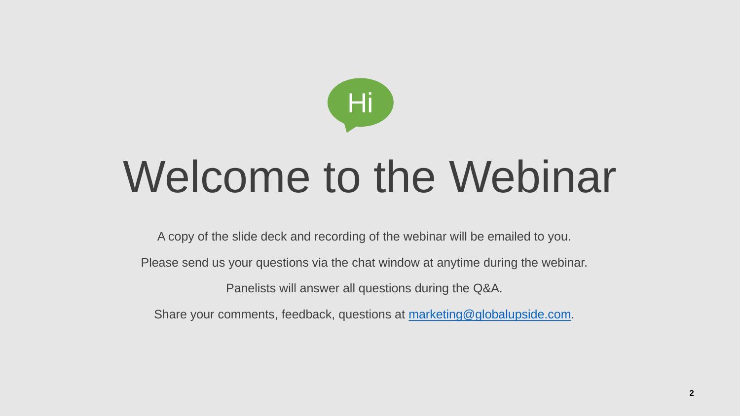Hi

# Welcome to the Webinar

A copy of the slide deck and recording of the webinar will be emailed to you.

Please send us your questions via the chat window at anytime during the webinar.

Panelists will answer all questions during the Q&A.

Share your comments, feedback, questions at marketing@globalupside.com.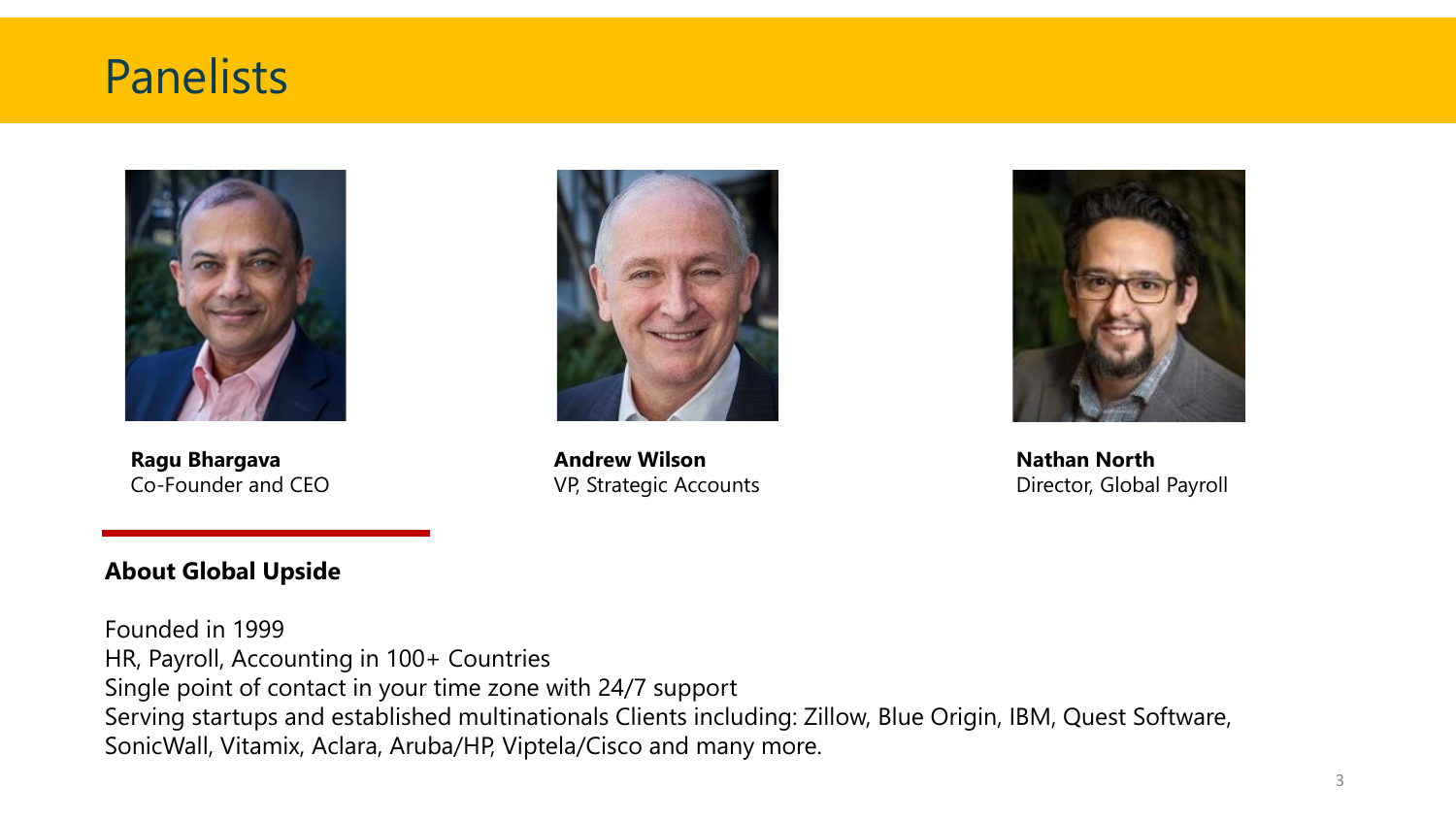# Panelists

**Ragu Bhargava**
Co-Founder and CEO

**Andrew Wilson**
VP, Strategic Accounts

**Nathan North**
Director, Global Payroll

## About Global Upside

Founded in 1999
HR, Payroll, Accounting in 100+ Countries
Single point of contact in your time zone with 24/7 support
Serving startups and established multinationals Clients including: Zillow, Blue Origin, IBM, Quest Software, SonicWall, Vitamix, Aclara, Aruba/HP, Viptela/Cisco and many more.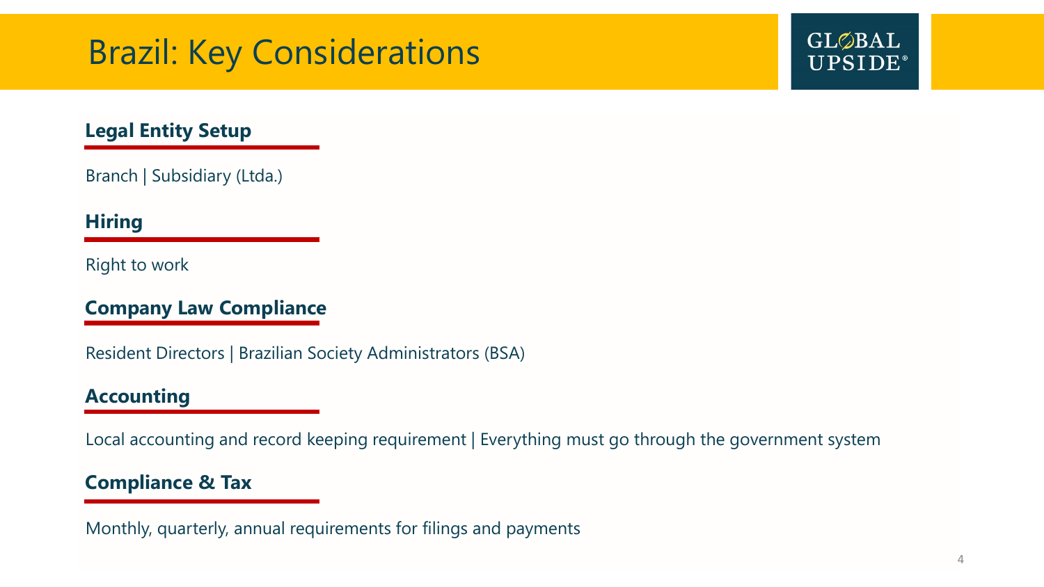# Brazil: Key Considerations

## Legal Entity Setup

Branch | Subsidiary (Ltda.)

## Hiring

Right to work

## Company Law Compliance

Resident Directors | Brazilian Society Administrators (BSA)

## Accounting

Local accounting and record keeping requirement | Everything must go through the government system

## Compliance & Tax

Monthly, quarterly, annual requirements for filings and payments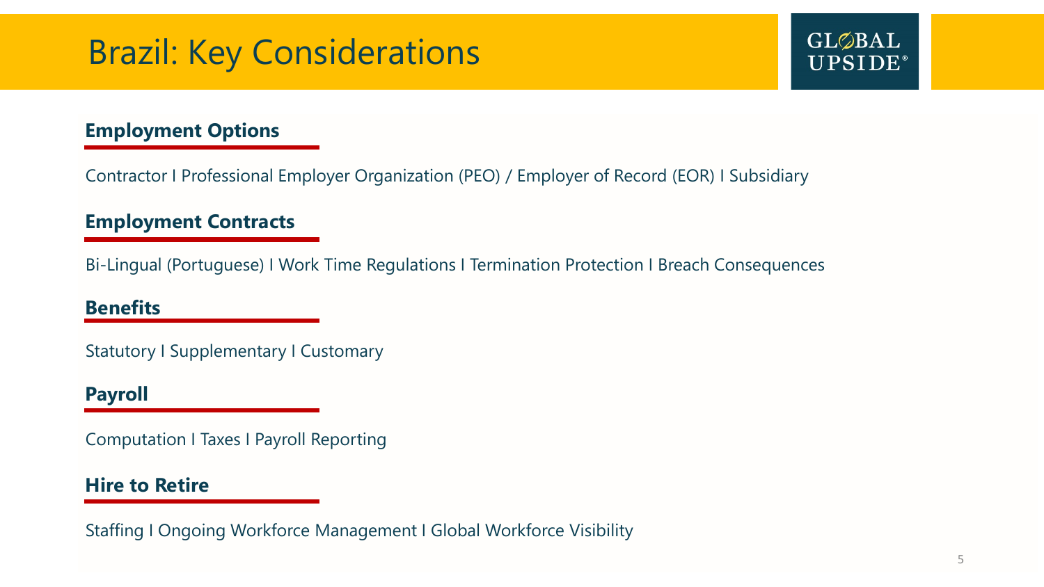# Brazil: Key Considerations

GLOBAL UPSIDE®

## Employment Options

Contractor I Professional Employer Organization (PEO) / Employer of Record (EOR) I Subsidiary

## Employment Contracts

Bi-Lingual (Portuguese) I Work Time Regulations I Termination Protection I Breach Consequences

## Benefits

Statutory I Supplementary I Customary

## Payroll

Computation I Taxes I Payroll Reporting

## Hire to Retire

Staffing I Ongoing Workforce Management I Global Workforce Visibility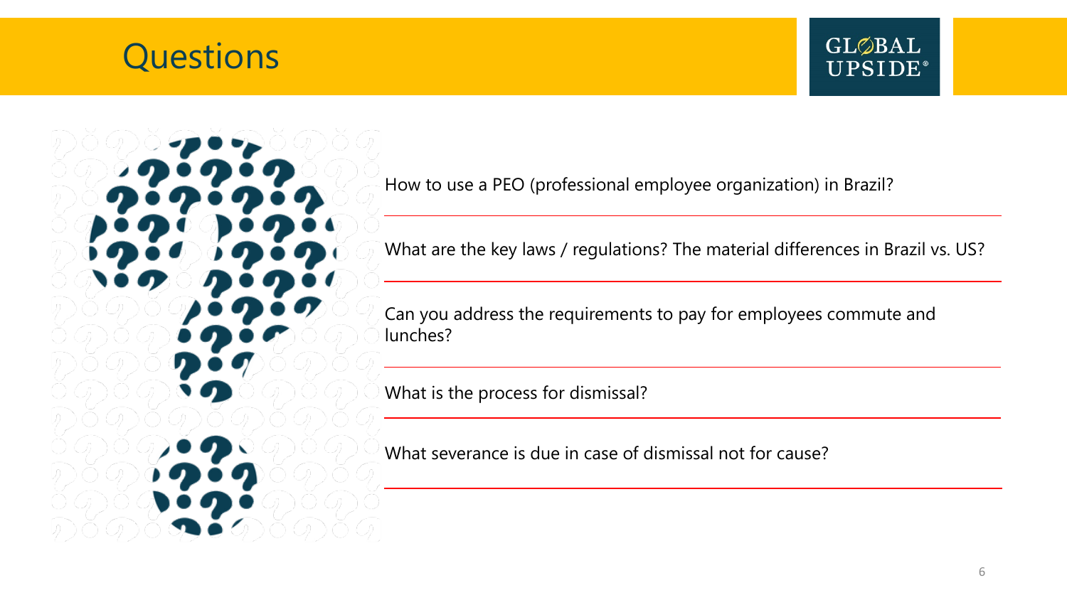# Questions

How to use a PEO (professional employee organization) in Brazil?

What are the key laws / regulations? The material differences in Brazil vs. US?

Can you address the requirements to pay for employees commute and lunches?

What is the process for dismissal?

What severance is due in case of dismissal not for cause?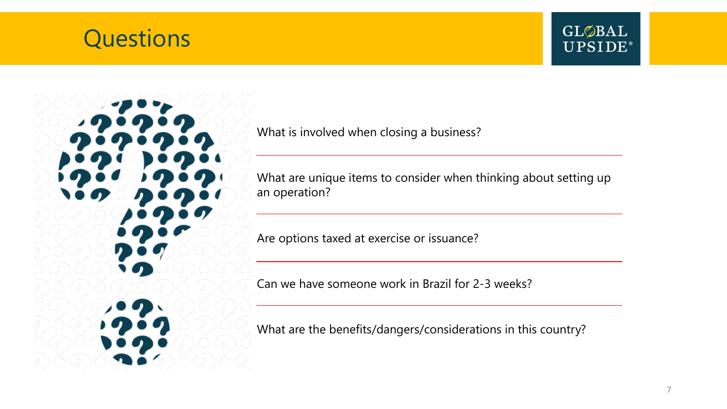# Questions

What is involved when closing a business?

What are unique items to consider when thinking about setting up an operation?

Are options taxed at exercise or issuance?

Can we have someone work in Brazil for 2-3 weeks?

What are the benefits/dangers/considerations in this country?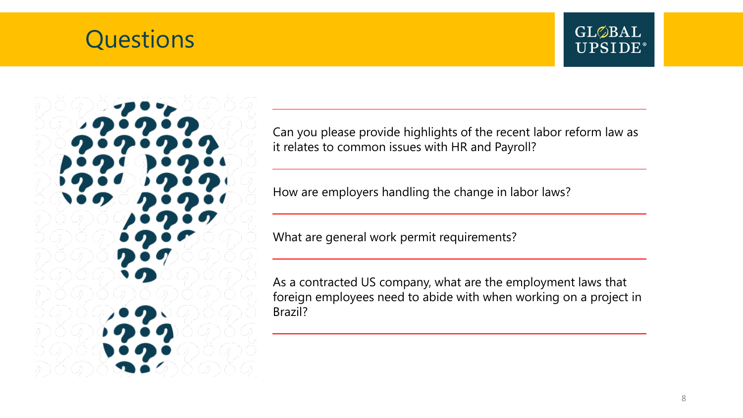# Questions

Can you please provide highlights of the recent labor reform law as it relates to common issues with HR and Payroll?

How are employers handling the change in labor laws?

What are general work permit requirements?

As a contracted US company, what are the employment laws that foreign employees need to abide with when working on a project in Brazil?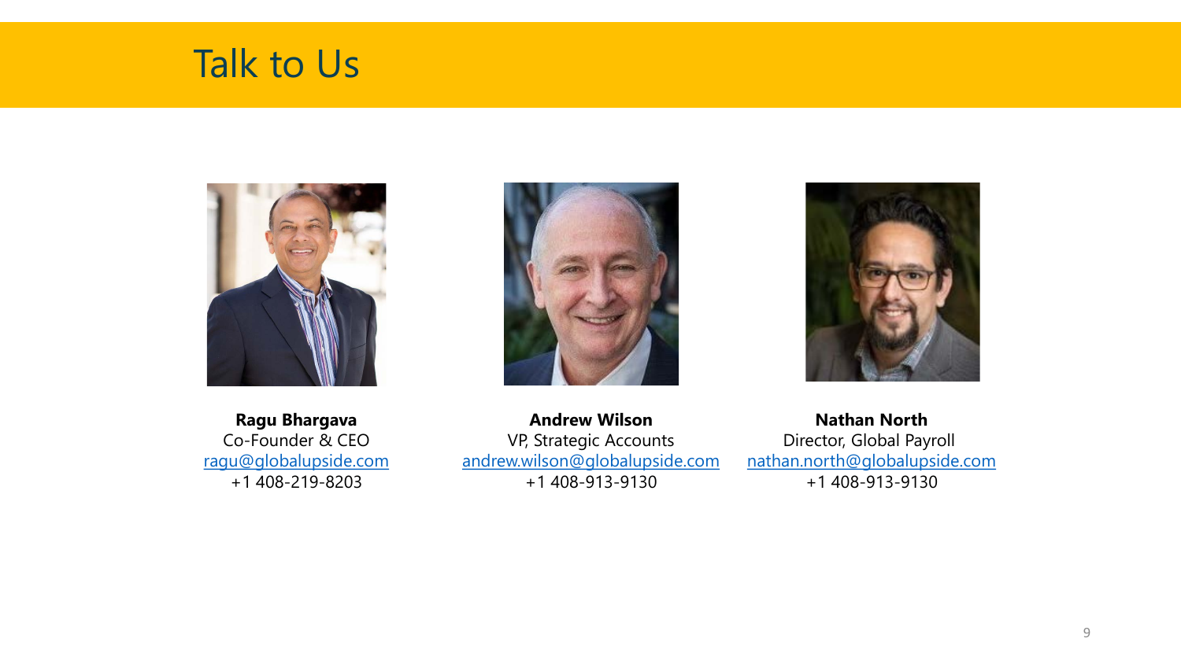# Talk to Us

**Ragu Bhargava**
Co-Founder & CEO
ragu@globalupside.com
+1 408-219-8203

**Andrew Wilson**
VP, Strategic Accounts
andrew.wilson@globalupside.com
+1 408-913-9130

**Nathan North**
Director, Global Payroll
nathan.north@globalupside.com
+1 408-913-9130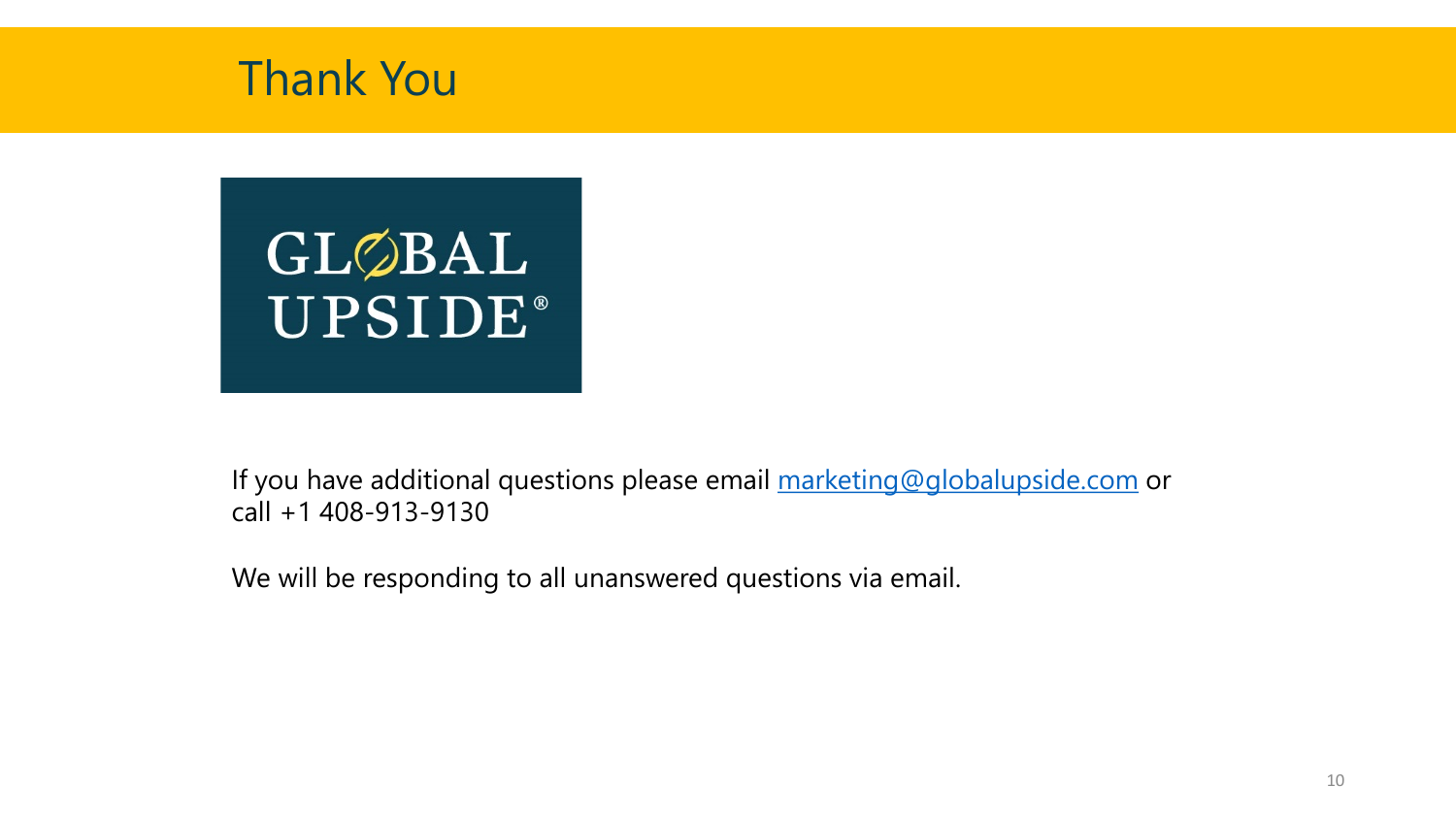# Thank You

GLOBAL UPSIDE®

If you have additional questions please email [marketing@globalupside.com](mailto:marketing@globalupside.com) or call +1 408-913-9130

We will be responding to all unanswered questions via email.